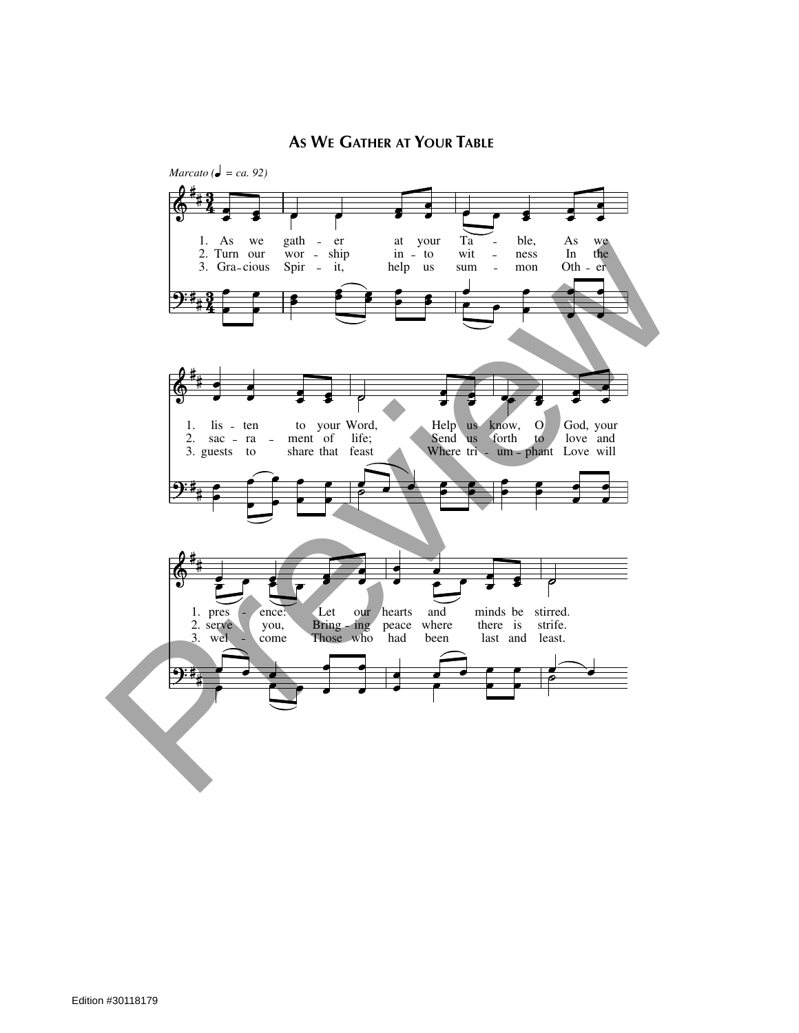# As We Gather at Your Table

*Marcato (♩ = ca. 92)*

1. As we gather at your Table, As we listen to your Word, Help us know, O God, your presence: Let our hearts and minds be stirred.

2. Turn our worship into witness In the sacrament of life; Send us forth to love and serve you, Bringing peace where there is strife.

3. Gracious Spirit, help us summon Other guests to share that feast Where triumphant Love will welcome Those who had been last and least.

Edition #30118179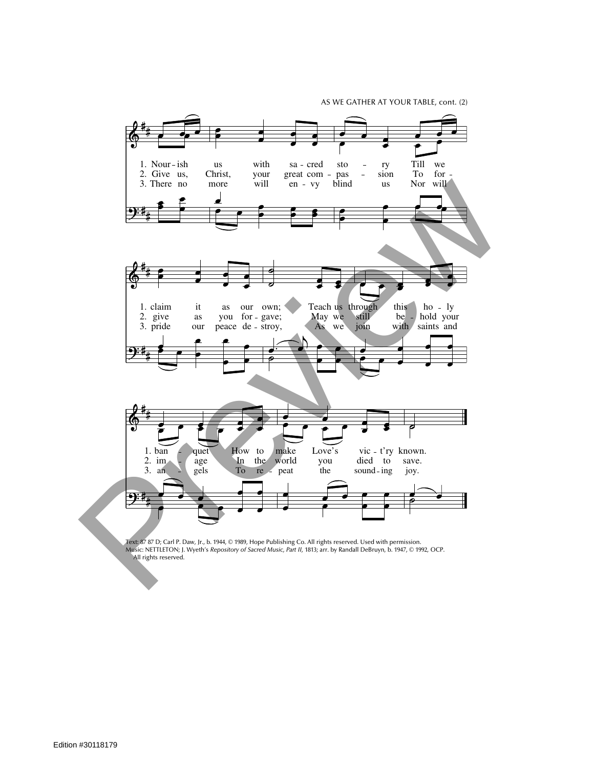AS WE GATHER AT YOUR TABLE, cont. (2)

1. Nour-ish us with sa-cred sto - ry Till we claim it as our own; Teach us through this ho-ly ban - quet How to make Love's vic-t'ry known.

2. Give us, Christ, your great com-pas - sion To for-give as you for-gave; May we still be-hold your im - age In the world you died to save.

3. There no more will en-vy blind us Nor will pride our peace de-stroy, As we join with saints and an - gels To re-peat the sound-ing joy.

Text: 87 87 D; Carl P. Daw, Jr., b. 1944, © 1989, Hope Publishing Co. All rights reserved. Used with permission.
Music: NETTLETON; J. Wyeth's *Repository of Sacred Music, Part II*, 1813; arr. by Randall DeBruyn, b. 1947, © 1992, OCP. All rights reserved.

Edition #30118179